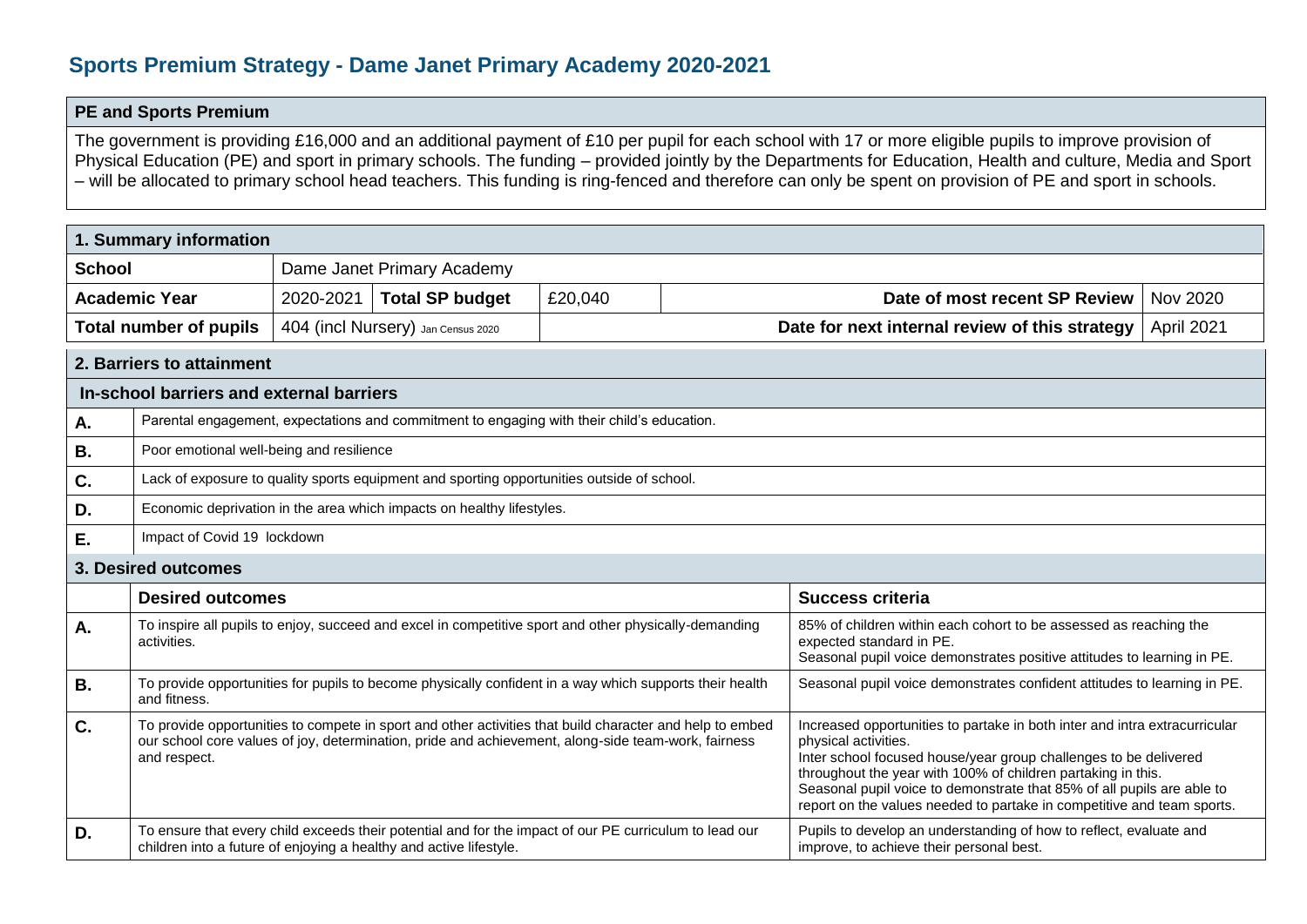# Sports Premium Strategy - Dame Janet Primary Academy 2020-2021

## PE and Sports Premium

The government is providing £16,000 and an additional payment of £10 per pupil for each school with 17 or more eligible pupils to improve provision of Physical Education (PE) and sport in primary schools. The funding – provided jointly by the Departments for Education, Health and culture, Media and Sport – will be allocated to primary school head teachers. This funding is ring-fenced and therefore can only be spent on provision of PE and sport in schools.

## 1. Summary information

| School | Dame Janet Primary Academy | | | | |
|---|---|---|---|---|---|
| **Academic Year** | 2020-2021 | **Total SP budget** | £20,040 | **Date of most recent SP Review** | Nov 2020 |
| **Total number of pupils** | 404 (incl Nursery) Jan Census 2020 | | | **Date for next internal review of this strategy** | April 2021 |

## 2. Barriers to attainment

**In-school barriers and external barriers**

| | |
|---|---|
| **A.** | Parental engagement, expectations and commitment to engaging with their child's education. |
| **B.** | Poor emotional well-being and resilience |
| **C.** | Lack of exposure to quality sports equipment and sporting opportunities outside of school. |
| **D.** | Economic deprivation in the area which impacts on healthy lifestyles. |
| **E.** | Impact of Covid 19 lockdown |

## 3. Desired outcomes

| | Desired outcomes | Success criteria |
|---|---|---|
| **A.** | To inspire all pupils to enjoy, succeed and excel in competitive sport and other physically-demanding activities. | 85% of children within each cohort to be assessed as reaching the expected standard in PE.<br>Seasonal pupil voice demonstrates positive attitudes to learning in PE. |
| **B.** | To provide opportunities for pupils to become physically confident in a way which supports their health and fitness. | Seasonal pupil voice demonstrates confident attitudes to learning in PE. |
| **C.** | To provide opportunities to compete in sport and other activities that build character and help to embed our school core values of joy, determination, pride and achievement, along-side team-work, fairness and respect. | Increased opportunities to partake in both inter and intra extracurricular physical activities.<br>Inter school focused house/year group challenges to be delivered throughout the year with 100% of children partaking in this.<br>Seasonal pupil voice to demonstrate that 85% of all pupils are able to report on the values needed to partake in competitive and team sports. |
| **D.** | To ensure that every child exceeds their potential and for the impact of our PE curriculum to lead our children into a future of enjoying a healthy and active lifestyle. | Pupils to develop an understanding of how to reflect, evaluate and improve, to achieve their personal best. |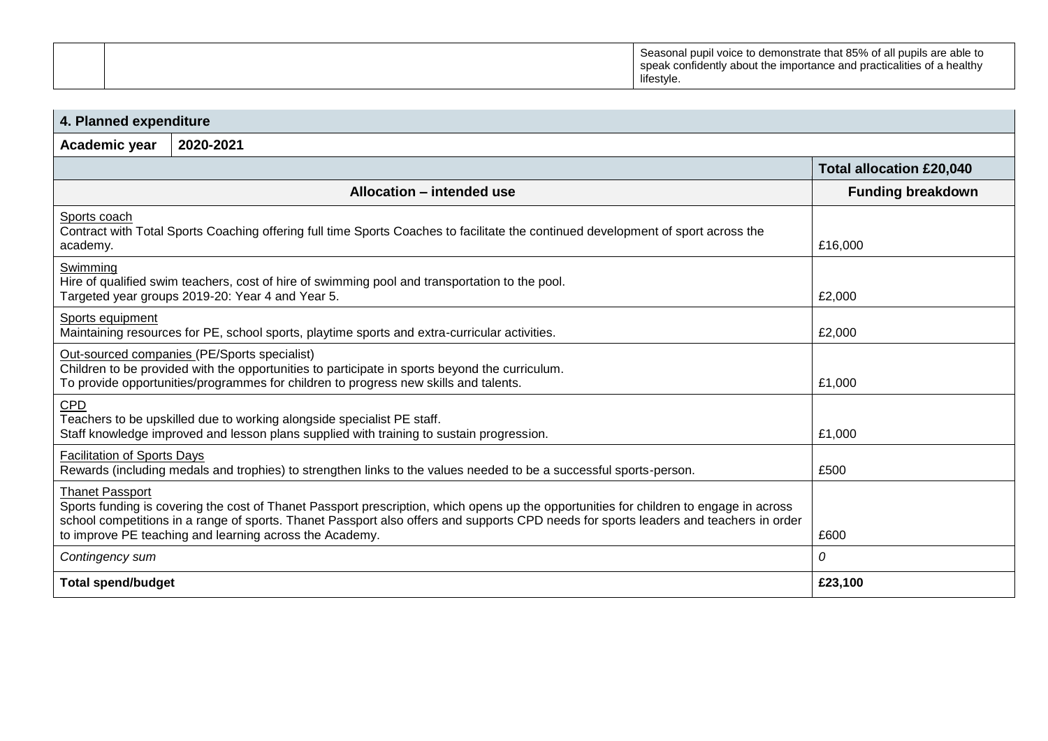| | | |
|---|---|---|
| | | Seasonal pupil voice to demonstrate that 85% of all pupils are able to speak confidently about the importance and practicalities of a healthy lifestyle. |

| 4. Planned expenditure | |
|---|---|
| **Academic year** 2020-2021 | |
| | **Total allocation £20,040** |
| **Allocation – intended use** | **Funding breakdown** |
| Sports coach<br>Contract with Total Sports Coaching offering full time Sports Coaches to facilitate the continued development of sport across the academy. | £16,000 |
| Swimming<br>Hire of qualified swim teachers, cost of hire of swimming pool and transportation to the pool.<br>Targeted year groups 2019-20: Year 4 and Year 5. | £2,000 |
| Sports equipment<br>Maintaining resources for PE, school sports, playtime sports and extra-curricular activities. | £2,000 |
| Out-sourced companies (PE/Sports specialist)<br>Children to be provided with the opportunities to participate in sports beyond the curriculum.<br>To provide opportunities/programmes for children to progress new skills and talents. | £1,000 |
| CPD<br>Teachers to be upskilled due to working alongside specialist PE staff.<br>Staff knowledge improved and lesson plans supplied with training to sustain progression. | £1,000 |
| Facilitation of Sports Days<br>Rewards (including medals and trophies) to strengthen links to the values needed to be a successful sports-person. | £500 |
| Thanet Passport<br>Sports funding is covering the cost of Thanet Passport prescription, which opens up the opportunities for children to engage in across school competitions in a range of sports. Thanet Passport also offers and supports CPD needs for sports leaders and teachers in order to improve PE teaching and learning across the Academy. | £600 |
| *Contingency sum* | *0* |
| **Total spend/budget** | **£23,100** |